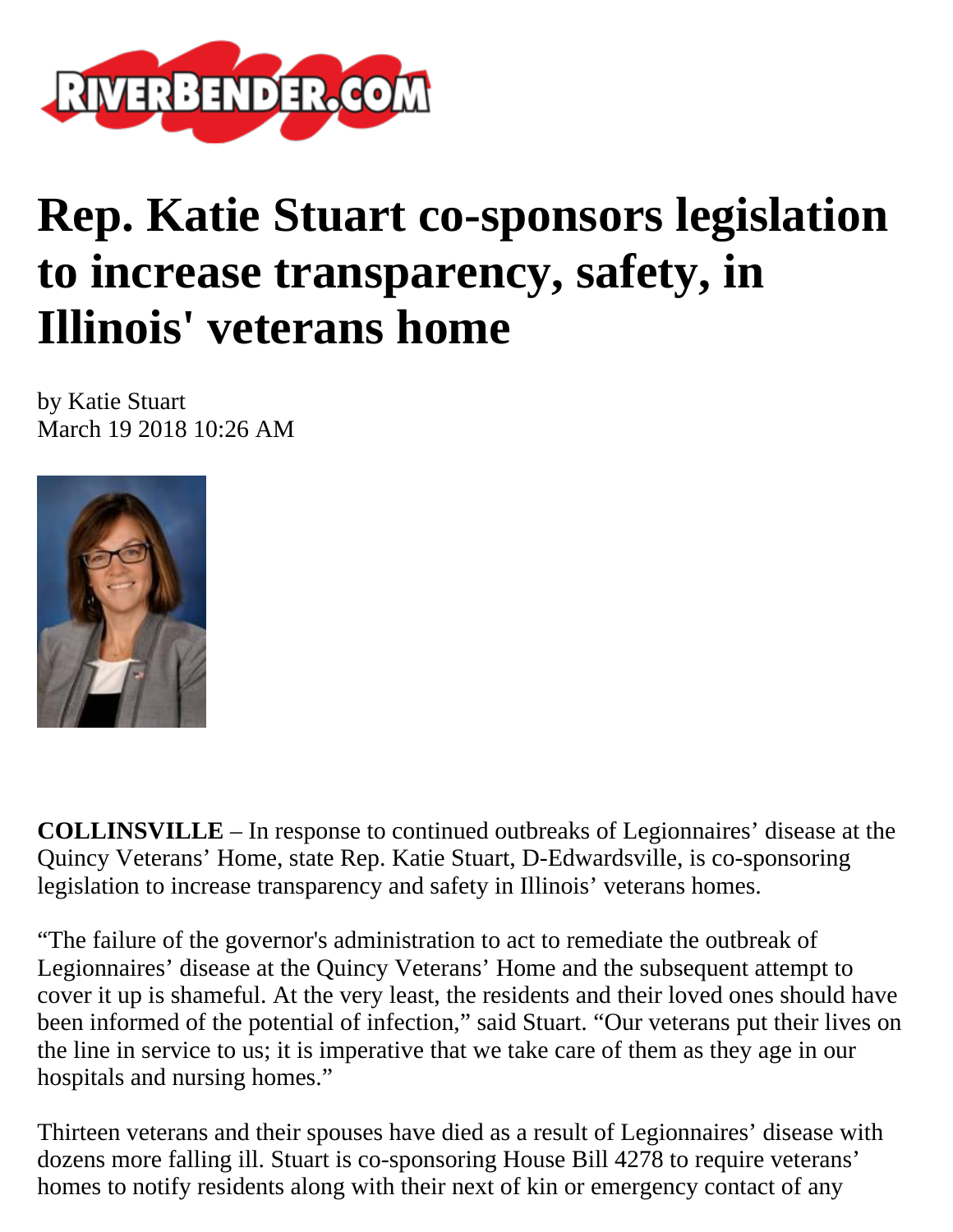# Rep. Katie Stuart co-sponsors legislation to increase transparency, safety, in Illinois' veterans home

by Katie Stuart
March 19 2018 10:26 AM

**COLLINSVILLE** – In response to continued outbreaks of Legionnaires' disease at the Quincy Veterans' Home, state Rep. Katie Stuart, D-Edwardsville, is co-sponsoring legislation to increase transparency and safety in Illinois' veterans homes.

"The failure of the governor's administration to act to remediate the outbreak of Legionnaires' disease at the Quincy Veterans' Home and the subsequent attempt to cover it up is shameful. At the very least, the residents and their loved ones should have been informed of the potential of infection," said Stuart. "Our veterans put their lives on the line in service to us; it is imperative that we take care of them as they age in our hospitals and nursing homes."

Thirteen veterans and their spouses have died as a result of Legionnaires' disease with dozens more falling ill. Stuart is co-sponsoring House Bill 4278 to require veterans' homes to notify residents along with their next of kin or emergency contact of any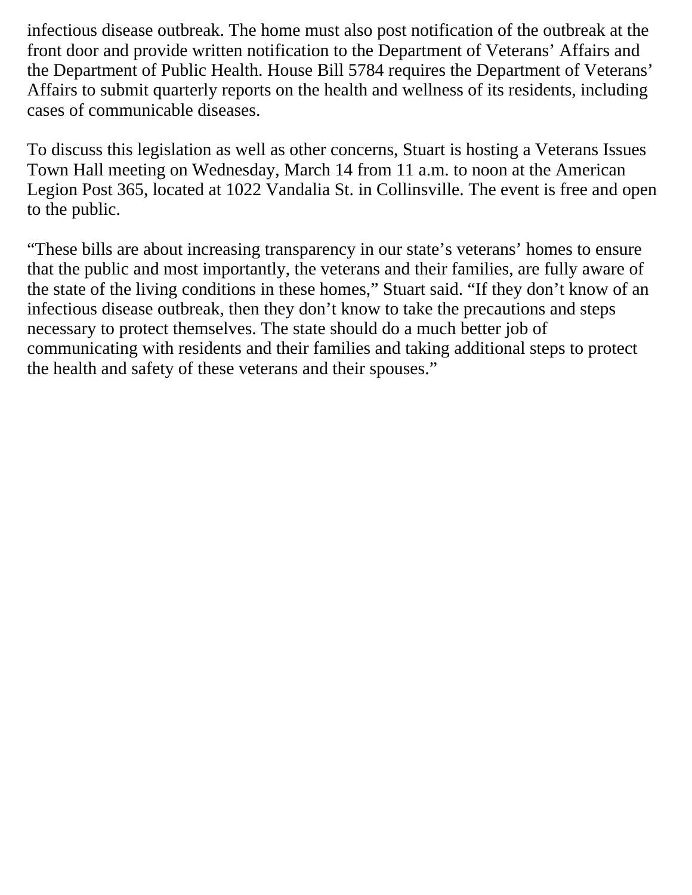infectious disease outbreak. The home must also post notification of the outbreak at the front door and provide written notification to the Department of Veterans' Affairs and the Department of Public Health. House Bill 5784 requires the Department of Veterans' Affairs to submit quarterly reports on the health and wellness of its residents, including cases of communicable diseases.

To discuss this legislation as well as other concerns, Stuart is hosting a Veterans Issues Town Hall meeting on Wednesday, March 14 from 11 a.m. to noon at the American Legion Post 365, located at 1022 Vandalia St. in Collinsville. The event is free and open to the public.

"These bills are about increasing transparency in our state's veterans' homes to ensure that the public and most importantly, the veterans and their families, are fully aware of the state of the living conditions in these homes," Stuart said. "If they don't know of an infectious disease outbreak, then they don't know to take the precautions and steps necessary to protect themselves. The state should do a much better job of communicating with residents and their families and taking additional steps to protect the health and safety of these veterans and their spouses."